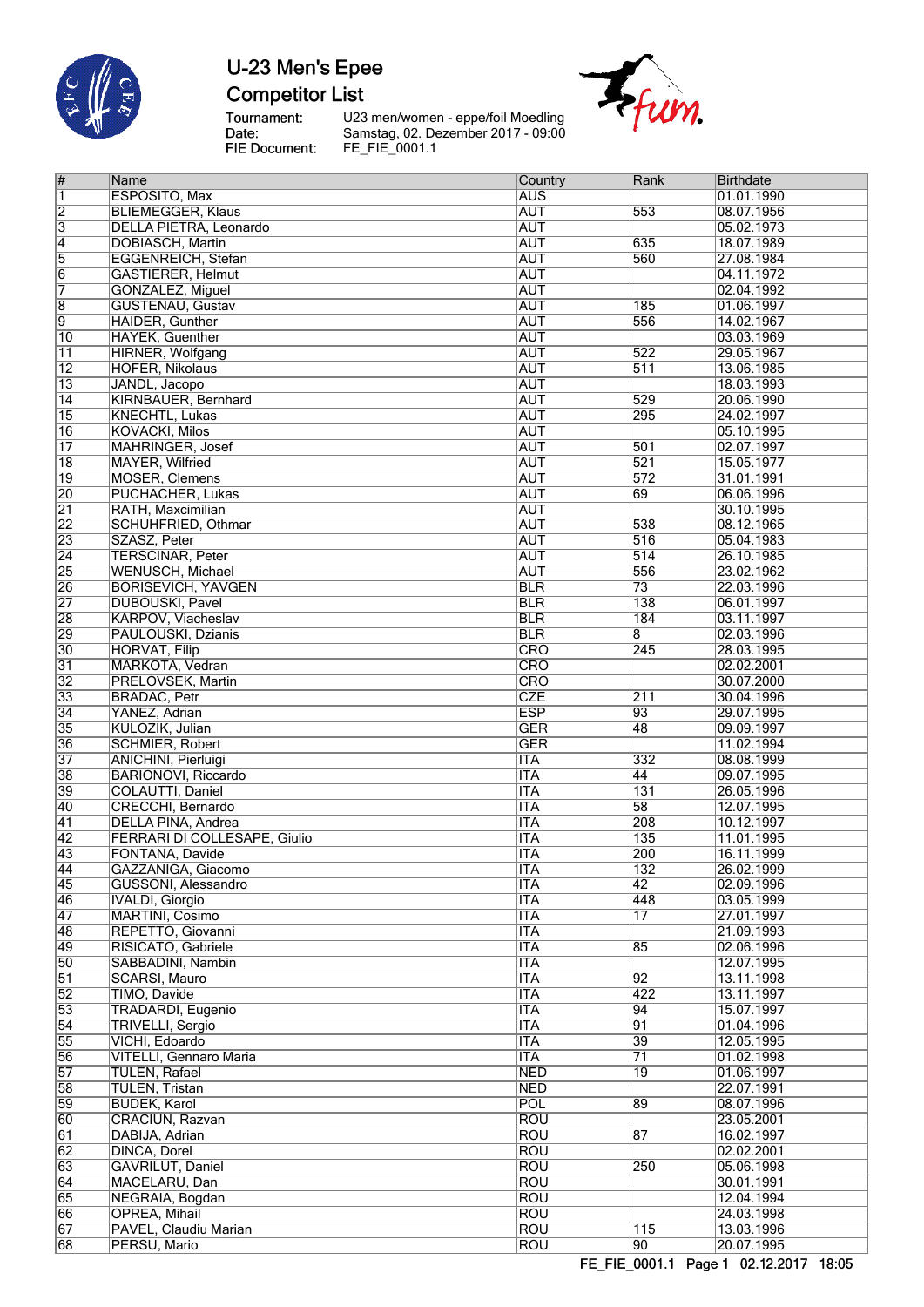# U-23 Men's Epee

## Competitor List

Tournament: U23 men/women - eppe/foil Moedling
Date: Samstag, 02. Dezember 2017 - 09:00
FIE Document: FE_FIE_0001.1

| # | Name | Country | Rank | Birthdate |
|---|---|---|---|---|
| 1 | ESPOSITO, Max | AUS | | 01.01.1990 |
| 2 | BLIEMEGGER, Klaus | AUT | 553 | 08.07.1956 |
| 3 | DELLA PIETRA, Leonardo | AUT | | 05.02.1973 |
| 4 | DOBIASCH, Martin | AUT | 635 | 18.07.1989 |
| 5 | EGGENREICH, Stefan | AUT | 560 | 27.08.1984 |
| 6 | GASTIERER, Helmut | AUT | | 04.11.1972 |
| 7 | GONZALEZ, Miguel | AUT | | 02.04.1992 |
| 8 | GUSTENAU, Gustav | AUT | 185 | 01.06.1997 |
| 9 | HAIDER, Gunther | AUT | 556 | 14.02.1967 |
| 10 | HAYEK, Guenther | AUT | | 03.03.1969 |
| 11 | HIRNER, Wolfgang | AUT | 522 | 29.05.1967 |
| 12 | HOFER, Nikolaus | AUT | 511 | 13.06.1985 |
| 13 | JANDL, Jacopo | AUT | | 18.03.1993 |
| 14 | KIRNBAUER, Bernhard | AUT | 529 | 20.06.1990 |
| 15 | KNECHTL, Lukas | AUT | 295 | 24.02.1997 |
| 16 | KOVACKI, Milos | AUT | | 05.10.1995 |
| 17 | MAHRINGER, Josef | AUT | 501 | 02.07.1997 |
| 18 | MAYER, Wilfried | AUT | 521 | 15.05.1977 |
| 19 | MOSER, Clemens | AUT | 572 | 31.01.1991 |
| 20 | PUCHACHER, Lukas | AUT | 69 | 06.06.1996 |
| 21 | RATH, Maxcimilian | AUT | | 30.10.1995 |
| 22 | SCHUHFRIED, Othmar | AUT | 538 | 08.12.1965 |
| 23 | SZASZ, Peter | AUT | 516 | 05.04.1983 |
| 24 | TERSCINAR, Peter | AUT | 514 | 26.10.1985 |
| 25 | WENUSCH, Michael | AUT | 556 | 23.02.1962 |
| 26 | BORISEVICH, YAVGEN | BLR | 73 | 22.03.1996 |
| 27 | DUBOUSKI, Pavel | BLR | 138 | 06.01.1997 |
| 28 | KARPOV, Viacheslav | BLR | 184 | 03.11.1997 |
| 29 | PAULOUSKI, Dzianis | BLR | 8 | 02.03.1996 |
| 30 | HORVAT, Filip | CRO | 245 | 28.03.1995 |
| 31 | MARKOTA, Vedran | CRO | | 02.02.2001 |
| 32 | PRELOVSEK, Martin | CRO | | 30.07.2000 |
| 33 | BRADAC, Petr | CZE | 211 | 30.04.1996 |
| 34 | YANEZ, Adrian | ESP | 93 | 29.07.1995 |
| 35 | KULOZIK, Julian | GER | 48 | 09.09.1997 |
| 36 | SCHMIER, Robert | GER | | 11.02.1994 |
| 37 | ANICHINI, Pierluigi | ITA | 332 | 08.08.1999 |
| 38 | BARIONOVI, Riccardo | ITA | 44 | 09.07.1995 |
| 39 | COLAUTTI, Daniel | ITA | 131 | 26.05.1996 |
| 40 | CRECCHI, Bernardo | ITA | 58 | 12.07.1995 |
| 41 | DELLA PINA, Andrea | ITA | 208 | 10.12.1997 |
| 42 | FERRARI DI COLLESAPE, Giulio | ITA | 135 | 11.01.1995 |
| 43 | FONTANA, Davide | ITA | 200 | 16.11.1999 |
| 44 | GAZZANIGA, Giacomo | ITA | 132 | 26.02.1999 |
| 45 | GUSSONI, Alessandro | ITA | 42 | 02.09.1996 |
| 46 | IVALDI, Giorgio | ITA | 448 | 03.05.1999 |
| 47 | MARTINI, Cosimo | ITA | 17 | 27.01.1997 |
| 48 | REPETTO, Giovanni | ITA | | 21.09.1993 |
| 49 | RISICATO, Gabriele | ITA | 85 | 02.06.1996 |
| 50 | SABBADINI, Nambin | ITA | | 12.07.1995 |
| 51 | SCARSI, Mauro | ITA | 92 | 13.11.1998 |
| 52 | TIMO, Davide | ITA | 422 | 13.11.1997 |
| 53 | TRADARDI, Eugenio | ITA | 94 | 15.07.1997 |
| 54 | TRIVELLI, Sergio | ITA | 91 | 01.04.1996 |
| 55 | VICHI, Edoardo | ITA | 39 | 12.05.1995 |
| 56 | VITELLI, Gennaro Maria | ITA | 71 | 01.02.1998 |
| 57 | TULEN, Rafael | NED | 19 | 01.06.1997 |
| 58 | TULEN, Tristan | NED | | 22.07.1991 |
| 59 | BUDEK, Karol | POL | 89 | 08.07.1996 |
| 60 | CRACIUN, Razvan | ROU | | 23.05.2001 |
| 61 | DABIJA, Adrian | ROU | 87 | 16.02.1997 |
| 62 | DINCA, Dorel | ROU | | 02.02.2001 |
| 63 | GAVRILUT, Daniel | ROU | 250 | 05.06.1998 |
| 64 | MACELARU, Dan | ROU | | 30.01.1991 |
| 65 | NEGRAIA, Bogdan | ROU | | 12.04.1994 |
| 66 | OPREA, Mihail | ROU | | 24.03.1998 |
| 67 | PAVEL, Claudiu Marian | ROU | 115 | 13.03.1996 |
| 68 | PERSU, Mario | ROU | 90 | 20.07.1995 |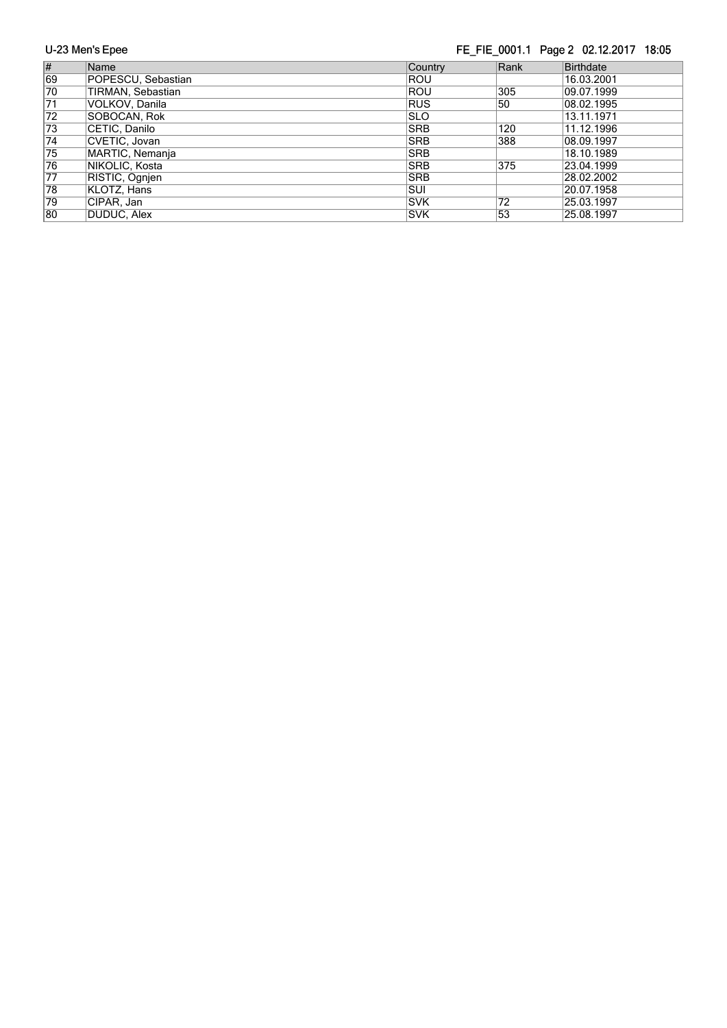| # | Name | Country | Rank | Birthdate |
| --- | --- | --- | --- | --- |
| 69 | POPESCU, Sebastian | ROU | | 16.03.2001 |
| 70 | TIRMAN, Sebastian | ROU | 305 | 09.07.1999 |
| 71 | VOLKOV, Danila | RUS | 50 | 08.02.1995 |
| 72 | SOBOCAN, Rok | SLO | | 13.11.1971 |
| 73 | CETIC, Danilo | SRB | 120 | 11.12.1996 |
| 74 | CVETIC, Jovan | SRB | 388 | 08.09.1997 |
| 75 | MARTIC, Nemanja | SRB | | 18.10.1989 |
| 76 | NIKOLIC, Kosta | SRB | 375 | 23.04.1999 |
| 77 | RISTIC, Ognjen | SRB | | 28.02.2002 |
| 78 | KLOTZ, Hans | SUI | | 20.07.1958 |
| 79 | CIPAR, Jan | SVK | 72 | 25.03.1997 |
| 80 | DUDUC, Alex | SVK | 53 | 25.08.1997 |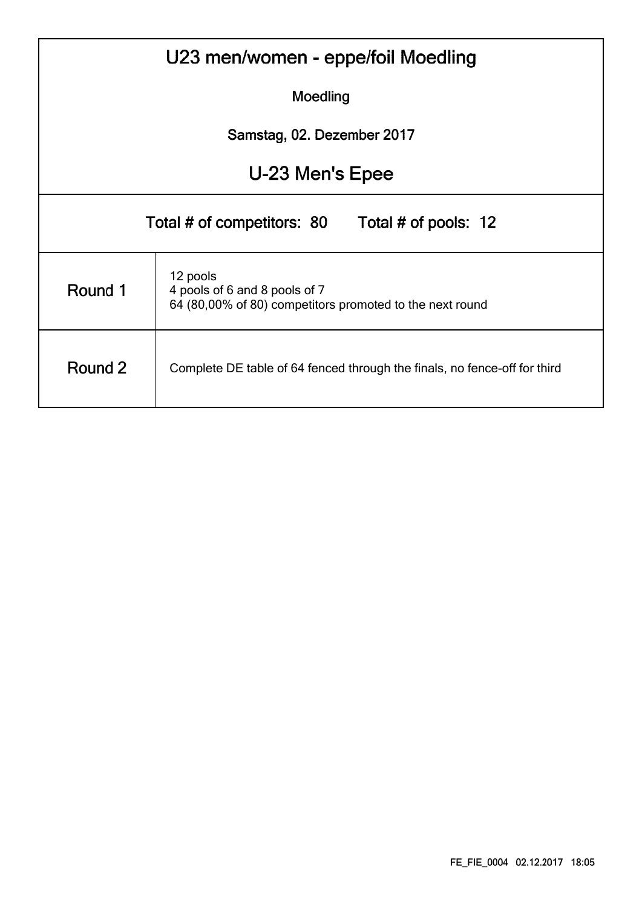# U23 men/women - eppe/foil Moedling

Moedling

Samstag, 02. Dezember 2017

## U-23 Men's Epee

Total # of competitors: 80     Total # of pools: 12

| | |
|---|---|
| Round 1 | 12 pools<br>4 pools of 6 and 8 pools of 7<br>64 (80,00% of 80) competitors promoted to the next round |
| Round 2 | Complete DE table of 64 fenced through the finals, no fence-off for third |

FE_FIE_0004 02.12.2017 18:05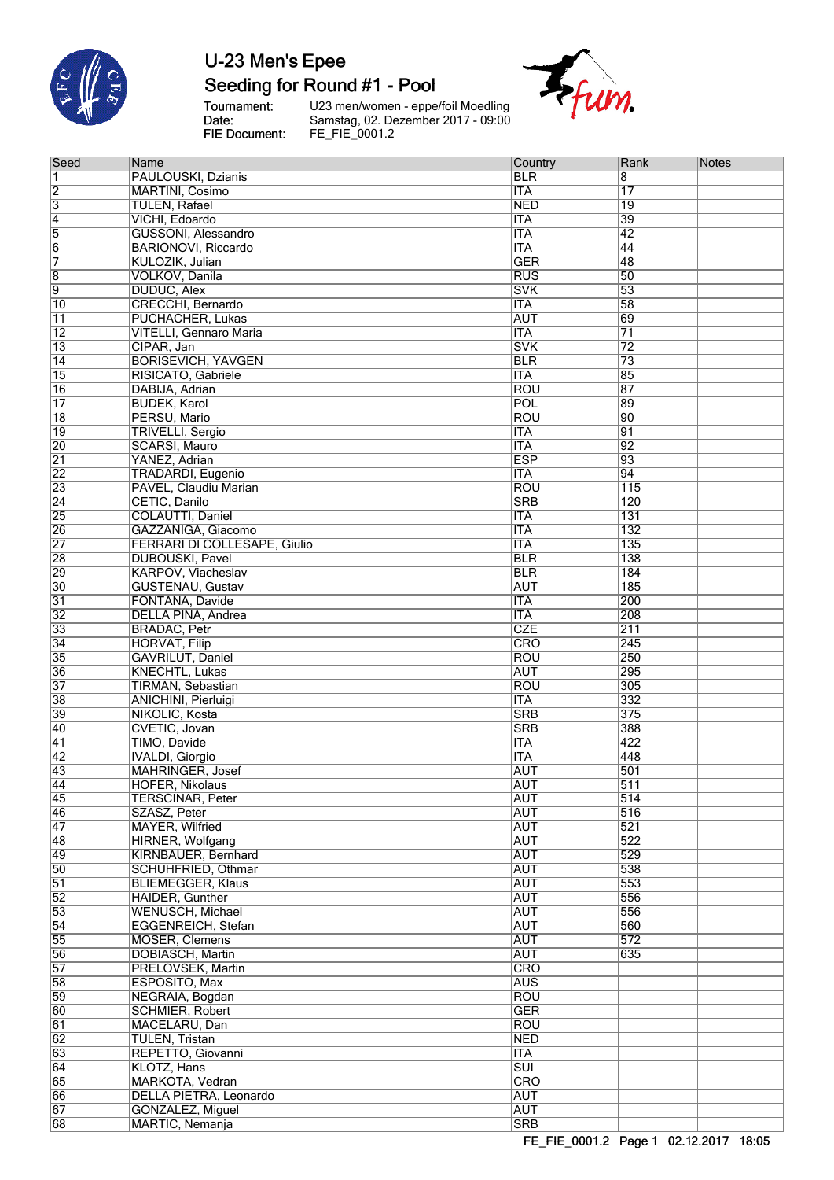# U-23 Men's Epee

## Seeding for Round #1 - Pool

Tournament: U23 men/women - eppe/foil Moedling
Date: Samstag, 02. Dezember 2017 - 09:00
FIE Document: FE_FIE_0001.2

| Seed | Name | Country | Rank | Notes |
|---|---|---|---|---|
| 1 | PAULOUSKI, Dzianis | BLR | 8 | |
| 2 | MARTINI, Cosimo | ITA | 17 | |
| 3 | TULEN, Rafael | NED | 19 | |
| 4 | VICHI, Edoardo | ITA | 39 | |
| 5 | GUSSONI, Alessandro | ITA | 42 | |
| 6 | BARIONOVI, Riccardo | ITA | 44 | |
| 7 | KULOZIK, Julian | GER | 48 | |
| 8 | VOLKOV, Danila | RUS | 50 | |
| 9 | DUDUC, Alex | SVK | 53 | |
| 10 | CRECCHI, Bernardo | ITA | 58 | |
| 11 | PUCHACHER, Lukas | AUT | 69 | |
| 12 | VITELLI, Gennaro Maria | ITA | 71 | |
| 13 | CIPAR, Jan | SVK | 72 | |
| 14 | BORISEVICH, YAVGEN | BLR | 73 | |
| 15 | RISICATO, Gabriele | ITA | 85 | |
| 16 | DABIJA, Adrian | ROU | 87 | |
| 17 | BUDEK, Karol | POL | 89 | |
| 18 | PERSU, Mario | ROU | 90 | |
| 19 | TRIVELLI, Sergio | ITA | 91 | |
| 20 | SCARSI, Mauro | ITA | 92 | |
| 21 | YANEZ, Adrian | ESP | 93 | |
| 22 | TRADARDI, Eugenio | ITA | 94 | |
| 23 | PAVEL, Claudiu Marian | ROU | 115 | |
| 24 | CETIC, Danilo | SRB | 120 | |
| 25 | COLAUTTI, Daniel | ITA | 131 | |
| 26 | GAZZANIGA, Giacomo | ITA | 132 | |
| 27 | FERRARI DI COLLESAPE, Giulio | ITA | 135 | |
| 28 | DUBOUSKI, Pavel | BLR | 138 | |
| 29 | KARPOV, Viacheslav | BLR | 184 | |
| 30 | GUSTENAU, Gustav | AUT | 185 | |
| 31 | FONTANA, Davide | ITA | 200 | |
| 32 | DELLA PINA, Andrea | ITA | 208 | |
| 33 | BRADAC, Petr | CZE | 211 | |
| 34 | HORVAT, Filip | CRO | 245 | |
| 35 | GAVRILUT, Daniel | ROU | 250 | |
| 36 | KNECHTL, Lukas | AUT | 295 | |
| 37 | TIRMAN, Sebastian | ROU | 305 | |
| 38 | ANICHINI, Pierluigi | ITA | 332 | |
| 39 | NIKOLIC, Kosta | SRB | 375 | |
| 40 | CVETIC, Jovan | SRB | 388 | |
| 41 | TIMO, Davide | ITA | 422 | |
| 42 | IVALDI, Giorgio | ITA | 448 | |
| 43 | MAHRINGER, Josef | AUT | 501 | |
| 44 | HOFER, Nikolaus | AUT | 511 | |
| 45 | TERSCINAR, Peter | AUT | 514 | |
| 46 | SZASZ, Peter | AUT | 516 | |
| 47 | MAYER, Wilfried | AUT | 521 | |
| 48 | HIRNER, Wolfgang | AUT | 522 | |
| 49 | KIRNBAUER, Bernhard | AUT | 529 | |
| 50 | SCHUHFRIED, Othmar | AUT | 538 | |
| 51 | BLIEMEGGER, Klaus | AUT | 553 | |
| 52 | HAIDER, Gunther | AUT | 556 | |
| 53 | WENUSCH, Michael | AUT | 556 | |
| 54 | EGGENREICH, Stefan | AUT | 560 | |
| 55 | MOSER, Clemens | AUT | 572 | |
| 56 | DOBIASCH, Martin | AUT | 635 | |
| 57 | PRELOVSEK, Martin | CRO | | |
| 58 | ESPOSITO, Max | AUS | | |
| 59 | NEGRAIA, Bogdan | ROU | | |
| 60 | SCHMIER, Robert | GER | | |
| 61 | MACELARU, Dan | ROU | | |
| 62 | TULEN, Tristan | NED | | |
| 63 | REPETTO, Giovanni | ITA | | |
| 64 | KLOTZ, Hans | SUI | | |
| 65 | MARKOTA, Vedran | CRO | | |
| 66 | DELLA PIETRA, Leonardo | AUT | | |
| 67 | GONZALEZ, Miguel | AUT | | |
| 68 | MARTIC, Nemanja | SRB | | |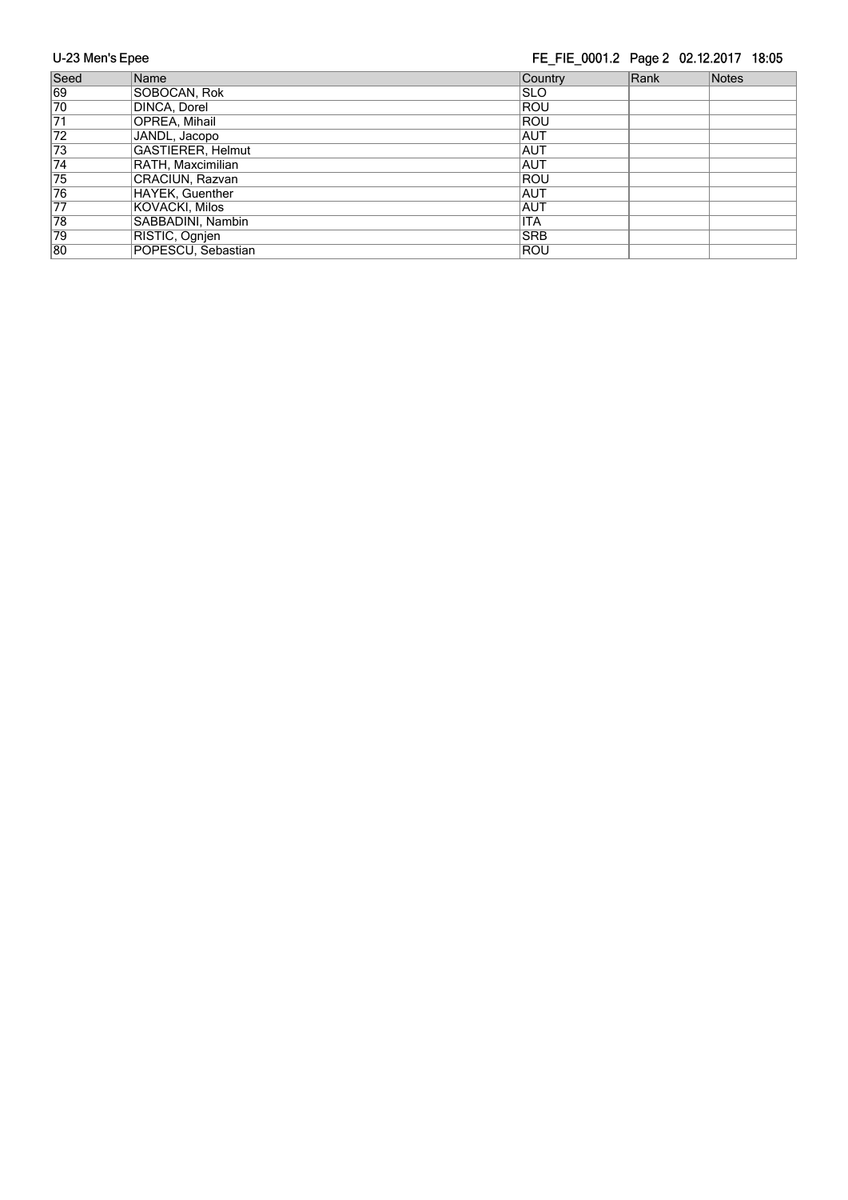| Seed | Name | Country | Rank | Notes |
|---|---|---|---|---|
| 69 | SOBOCAN, Rok | SLO | | |
| 70 | DINCA, Dorel | ROU | | |
| 71 | OPREA, Mihail | ROU | | |
| 72 | JANDL, Jacopo | AUT | | |
| 73 | GASTIERER, Helmut | AUT | | |
| 74 | RATH, Maxcimilian | AUT | | |
| 75 | CRACIUN, Razvan | ROU | | |
| 76 | HAYEK, Guenther | AUT | | |
| 77 | KOVACKI, Milos | AUT | | |
| 78 | SABBADINI, Nambin | ITA | | |
| 79 | RISTIC, Ognjen | SRB | | |
| 80 | POPESCU, Sebastian | ROU | | |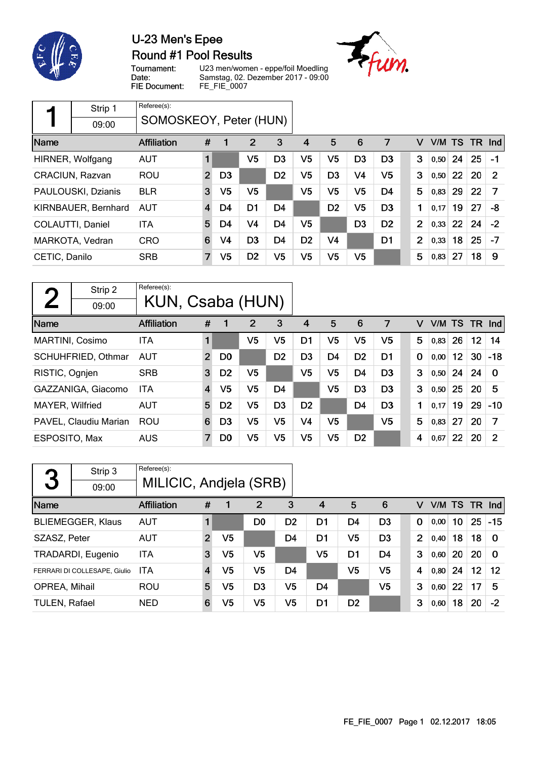# U-23 Men's Epee

## Round #1 Pool Results

Tournament: U23 men/women - eppe/foil Moedling
Date: Samstag, 02. Dezember 2017 - 09:00
FIE Document: FE_FIE_0007

### 1 — Strip 1 — 09:00

Referee(s): SOMOSKEOY, Peter (HUN)

| Name | Affiliation | # | 1 | 2 | 3 | 4 | 5 | 6 | 7 | V | V/M | TS | TR | Ind |
|---|---|---|---|---|---|---|---|---|---|---|---|---|---|---|
| HIRNER, Wolfgang | AUT | 1 | | V5 | D3 | V5 | V5 | D3 | D3 | 3 | 0,50 | 24 | 25 | -1 |
| CRACIUN, Razvan | ROU | 2 | D3 | | D2 | V5 | D3 | V4 | V5 | 3 | 0,50 | 22 | 20 | 2 |
| PAULOUSKI, Dzianis | BLR | 3 | V5 | V5 | | V5 | V5 | V5 | D4 | 5 | 0,83 | 29 | 22 | 7 |
| KIRNBAUER, Bernhard | AUT | 4 | D4 | D1 | D4 | | D2 | V5 | D3 | 1 | 0,17 | 19 | 27 | -8 |
| COLAUTTI, Daniel | ITA | 5 | D4 | V4 | D4 | V5 | | D3 | D2 | 2 | 0,33 | 22 | 24 | -2 |
| MARKOTA, Vedran | CRO | 6 | V4 | D3 | D4 | D2 | V4 | | D1 | 2 | 0,33 | 18 | 25 | -7 |
| CETIC, Danilo | SRB | 7 | V5 | D2 | V5 | V5 | V5 | V5 | | 5 | 0,83 | 27 | 18 | 9 |

### 2 — Strip 2 — 09:00

Referee(s): KUN, Csaba (HUN)

| Name | Affiliation | # | 1 | 2 | 3 | 4 | 5 | 6 | 7 | V | V/M | TS | TR | Ind |
|---|---|---|---|---|---|---|---|---|---|---|---|---|---|---|
| MARTINI, Cosimo | ITA | 1 | | V5 | V5 | D1 | V5 | V5 | V5 | 5 | 0,83 | 26 | 12 | 14 |
| SCHUHFRIED, Othmar | AUT | 2 | D0 | | D2 | D3 | D4 | D2 | D1 | 0 | 0,00 | 12 | 30 | -18 |
| RISTIC, Ognjen | SRB | 3 | D2 | V5 | | V5 | V5 | D4 | D3 | 3 | 0,50 | 24 | 24 | 0 |
| GAZZANIGA, Giacomo | ITA | 4 | V5 | V5 | D4 | | V5 | D3 | D3 | 3 | 0,50 | 25 | 20 | 5 |
| MAYER, Wilfried | AUT | 5 | D2 | V5 | D3 | D2 | | D4 | D3 | 1 | 0,17 | 19 | 29 | -10 |
| PAVEL, Claudiu Marian | ROU | 6 | D3 | V5 | V5 | V4 | V5 | | V5 | 5 | 0,83 | 27 | 20 | 7 |
| ESPOSITO, Max | AUS | 7 | D0 | V5 | V5 | V5 | V5 | D2 | | 4 | 0,67 | 22 | 20 | 2 |

### 3 — Strip 3 — 09:00

Referee(s): MILICIC, Andjela (SRB)

| Name | Affiliation | # | 1 | 2 | 3 | 4 | 5 | 6 | V | V/M | TS | TR | Ind |
|---|---|---|---|---|---|---|---|---|---|---|---|---|---|
| BLIEMEGGER, Klaus | AUT | 1 | | D0 | D2 | D1 | D4 | D3 | 0 | 0,00 | 10 | 25 | -15 |
| SZASZ, Peter | AUT | 2 | V5 | | D4 | D1 | V5 | D3 | 2 | 0,40 | 18 | 18 | 0 |
| TRADARDI, Eugenio | ITA | 3 | V5 | V5 | | V5 | D1 | D4 | 3 | 0,60 | 20 | 20 | 0 |
| FERRARI DI COLLESAPE, Giulio | ITA | 4 | V5 | V5 | D4 | | V5 | V5 | 4 | 0,80 | 24 | 12 | 12 |
| OPREA, Mihail | ROU | 5 | V5 | D3 | V5 | D4 | | V5 | 3 | 0,60 | 22 | 17 | 5 |
| TULEN, Rafael | NED | 6 | V5 | V5 | V5 | D1 | D2 | | 3 | 0,60 | 18 | 20 | -2 |

FE_FIE_0007 Page 1 02.12.2017 18:05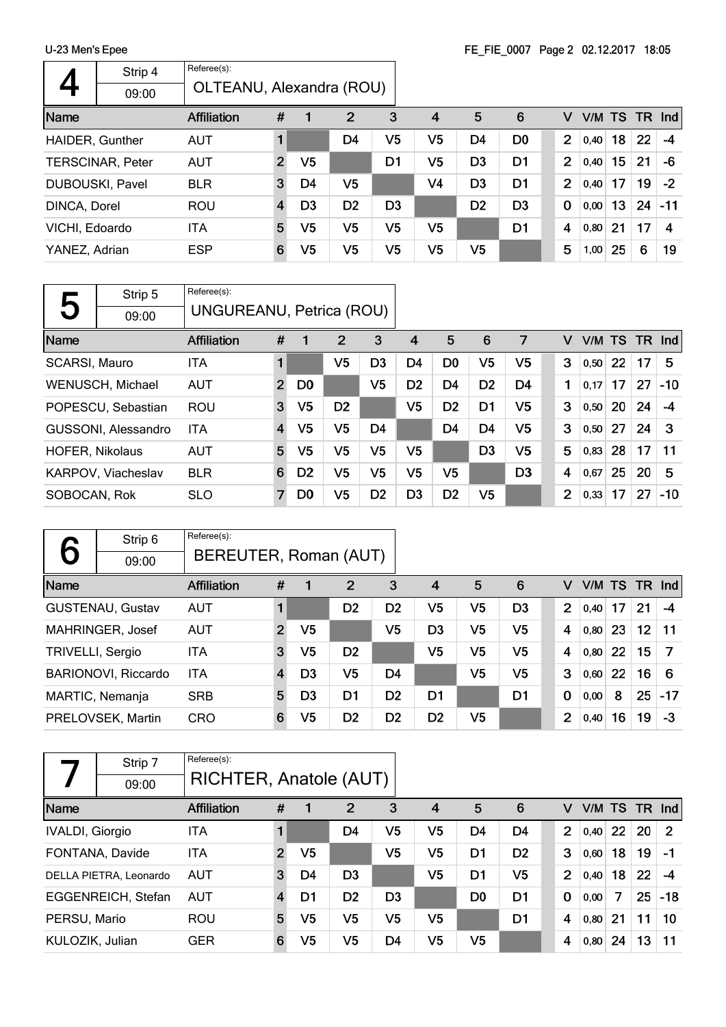U-23 Men's Epee

FE_FIE_0007

| 4 | Strip 4 | Referee(s): |
|---|---|---|
| | 09:00 | OLTEANU, Alexandra (ROU) |

| Name | Affiliation | # | 1 | 2 | 3 | 4 | 5 | 6 | V | V/M | TS | TR | Ind |
|---|---|---|---|---|---|---|---|---|---|---|---|---|---|
| HAIDER, Gunther | AUT | 1 | | D4 | V5 | V5 | D4 | D0 | 2 | 0,40 | 18 | 22 | -4 |
| TERSCINAR, Peter | AUT | 2 | V5 | | D1 | V5 | D3 | D1 | 2 | 0,40 | 15 | 21 | -6 |
| DUBOUSKI, Pavel | BLR | 3 | D4 | V5 | | V4 | D3 | D1 | 2 | 0,40 | 17 | 19 | -2 |
| DINCA, Dorel | ROU | 4 | D3 | D2 | D3 | | D2 | D3 | 0 | 0,00 | 13 | 24 | -11 |
| VICHI, Edoardo | ITA | 5 | V5 | V5 | V5 | V5 | | D1 | 4 | 0,80 | 21 | 17 | 4 |
| YANEZ, Adrian | ESP | 6 | V5 | V5 | V5 | V5 | V5 | | 5 | 1,00 | 25 | 6 | 19 |

| 5 | Strip 5 | Referee(s): |
|---|---|---|
| | 09:00 | UNGUREANU, Petrica (ROU) |

| Name | Affiliation | # | 1 | 2 | 3 | 4 | 5 | 6 | 7 | V | V/M | TS | TR | Ind |
|---|---|---|---|---|---|---|---|---|---|---|---|---|---|---|
| SCARSI, Mauro | ITA | 1 | | V5 | D3 | D4 | D0 | V5 | V5 | 3 | 0,50 | 22 | 17 | 5 |
| WENUSCH, Michael | AUT | 2 | D0 | | V5 | D2 | D4 | D2 | D4 | 1 | 0,17 | 17 | 27 | -10 |
| POPESCU, Sebastian | ROU | 3 | V5 | D2 | | V5 | D2 | D1 | V5 | 3 | 0,50 | 20 | 24 | -4 |
| GUSSONI, Alessandro | ITA | 4 | V5 | V5 | D4 | | D4 | D4 | V5 | 3 | 0,50 | 27 | 24 | 3 |
| HOFER, Nikolaus | AUT | 5 | V5 | V5 | V5 | V5 | | D3 | V5 | 5 | 0,83 | 28 | 17 | 11 |
| KARPOV, Viacheslav | BLR | 6 | D2 | V5 | V5 | V5 | V5 | | D3 | 4 | 0,67 | 25 | 20 | 5 |
| SOBOCAN, Rok | SLO | 7 | D0 | V5 | D2 | D3 | D2 | V5 | | 2 | 0,33 | 17 | 27 | -10 |

| 6 | Strip 6 | Referee(s): |
|---|---|---|
| | 09:00 | BEREUTER, Roman (AUT) |

| Name | Affiliation | # | 1 | 2 | 3 | 4 | 5 | 6 | V | V/M | TS | TR | Ind |
|---|---|---|---|---|---|---|---|---|---|---|---|---|---|
| GUSTENAU, Gustav | AUT | 1 | | D2 | D2 | V5 | V5 | D3 | 2 | 0,40 | 17 | 21 | -4 |
| MAHRINGER, Josef | AUT | 2 | V5 | | V5 | D3 | V5 | V5 | 4 | 0,80 | 23 | 12 | 11 |
| TRIVELLI, Sergio | ITA | 3 | V5 | D2 | | V5 | V5 | V5 | 4 | 0,80 | 22 | 15 | 7 |
| BARIONOVI, Riccardo | ITA | 4 | D3 | V5 | D4 | | V5 | V5 | 3 | 0,60 | 22 | 16 | 6 |
| MARTIC, Nemanja | SRB | 5 | D3 | D1 | D2 | D1 | | D1 | 0 | 0,00 | 8 | 25 | -17 |
| PRELOVSEK, Martin | CRO | 6 | V5 | D2 | D2 | D2 | V5 | | 2 | 0,40 | 16 | 19 | -3 |

| 7 | Strip 7 | Referee(s): |
|---|---|---|
| | 09:00 | RICHTER, Anatole (AUT) |

| Name | Affiliation | # | 1 | 2 | 3 | 4 | 5 | 6 | V | V/M | TS | TR | Ind |
|---|---|---|---|---|---|---|---|---|---|---|---|---|---|
| IVALDI, Giorgio | ITA | 1 | | D4 | V5 | V5 | D4 | D4 | 2 | 0,40 | 22 | 20 | 2 |
| FONTANA, Davide | ITA | 2 | V5 | | V5 | V5 | D1 | D2 | 3 | 0,60 | 18 | 19 | -1 |
| DELLA PIETRA, Leonardo | AUT | 3 | D4 | D3 | | V5 | D1 | V5 | 2 | 0,40 | 18 | 22 | -4 |
| EGGENREICH, Stefan | AUT | 4 | D1 | D2 | D3 | | D0 | D1 | 0 | 0,00 | 7 | 25 | -18 |
| PERSU, Mario | ROU | 5 | V5 | V5 | V5 | V5 | | D1 | 4 | 0,80 | 21 | 11 | 10 |
| KULOZIK, Julian | GER | 6 | V5 | V5 | D4 | V5 | V5 | | 4 | 0,80 | 24 | 13 | 11 |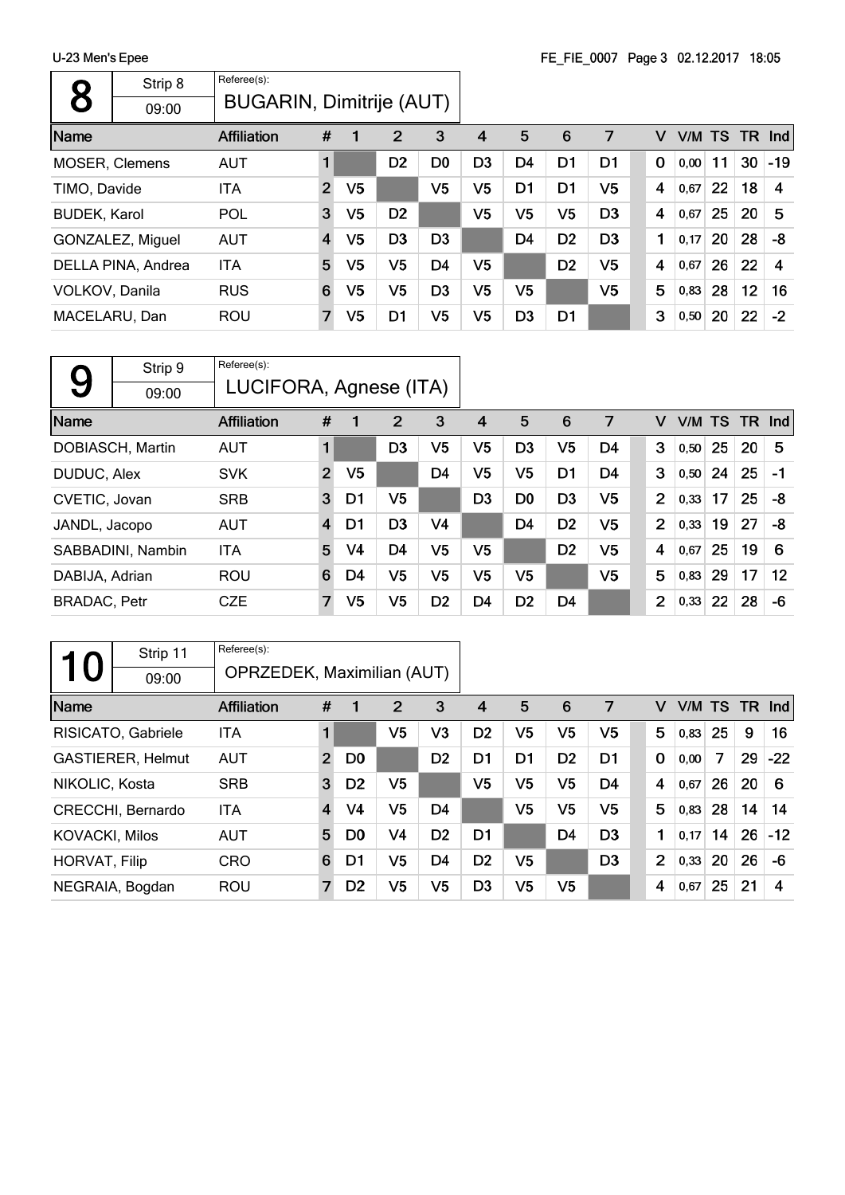U-23 Men's Epee

FE_FIE_0007

## 8

Strip 8 — 09:00

Referee(s): BUGARIN, Dimitrije (AUT)

| Name | Affiliation | # | 1 | 2 | 3 | 4 | 5 | 6 | 7 | V | V/M | TS | TR | Ind |
|---|---|---|---|---|---|---|---|---|---|---|---|---|---|---|
| MOSER, Clemens | AUT | 1 | | D2 | D0 | D3 | D4 | D1 | D1 | 0 | 0,00 | 11 | 30 | -19 |
| TIMO, Davide | ITA | 2 | V5 | | V5 | V5 | D1 | D1 | V5 | 4 | 0,67 | 22 | 18 | 4 |
| BUDEK, Karol | POL | 3 | V5 | D2 | | V5 | V5 | V5 | D3 | 4 | 0,67 | 25 | 20 | 5 |
| GONZALEZ, Miguel | AUT | 4 | V5 | D3 | D3 | | D4 | D2 | D3 | 1 | 0,17 | 20 | 28 | -8 |
| DELLA PINA, Andrea | ITA | 5 | V5 | V5 | D4 | V5 | | D2 | V5 | 4 | 0,67 | 26 | 22 | 4 |
| VOLKOV, Danila | RUS | 6 | V5 | V5 | D3 | V5 | V5 | | V5 | 5 | 0,83 | 28 | 12 | 16 |
| MACELARU, Dan | ROU | 7 | V5 | D1 | V5 | V5 | D3 | D1 | | 3 | 0,50 | 20 | 22 | -2 |

## 9

Strip 9 — 09:00

Referee(s): LUCIFORA, Agnese (ITA)

| Name | Affiliation | # | 1 | 2 | 3 | 4 | 5 | 6 | 7 | V | V/M | TS | TR | Ind |
|---|---|---|---|---|---|---|---|---|---|---|---|---|---|---|
| DOBIASCH, Martin | AUT | 1 | | D3 | V5 | V5 | D3 | V5 | D4 | 3 | 0,50 | 25 | 20 | 5 |
| DUDUC, Alex | SVK | 2 | V5 | | D4 | V5 | V5 | D1 | D4 | 3 | 0,50 | 24 | 25 | -1 |
| CVETIC, Jovan | SRB | 3 | D1 | V5 | | D3 | D0 | D3 | V5 | 2 | 0,33 | 17 | 25 | -8 |
| JANDL, Jacopo | AUT | 4 | D1 | D3 | V4 | | D4 | D2 | V5 | 2 | 0,33 | 19 | 27 | -8 |
| SABBADINI, Nambin | ITA | 5 | V4 | D4 | V5 | V5 | | D2 | V5 | 4 | 0,67 | 25 | 19 | 6 |
| DABIJA, Adrian | ROU | 6 | D4 | V5 | V5 | V5 | V5 | | V5 | 5 | 0,83 | 29 | 17 | 12 |
| BRADAC, Petr | CZE | 7 | V5 | V5 | D2 | D4 | D2 | D4 | | 2 | 0,33 | 22 | 28 | -6 |

## 10

Strip 11 — 09:00

Referee(s): OPRZEDEK, Maximilian (AUT)

| Name | Affiliation | # | 1 | 2 | 3 | 4 | 5 | 6 | 7 | V | V/M | TS | TR | Ind |
|---|---|---|---|---|---|---|---|---|---|---|---|---|---|---|
| RISICATO, Gabriele | ITA | 1 | | V5 | V3 | D2 | V5 | V5 | V5 | 5 | 0,83 | 25 | 9 | 16 |
| GASTIERER, Helmut | AUT | 2 | D0 | | D2 | D1 | D1 | D2 | D1 | 0 | 0,00 | 7 | 29 | -22 |
| NIKOLIC, Kosta | SRB | 3 | D2 | V5 | | V5 | V5 | V5 | D4 | 4 | 0,67 | 26 | 20 | 6 |
| CRECCHI, Bernardo | ITA | 4 | V4 | V5 | D4 | | V5 | V5 | V5 | 5 | 0,83 | 28 | 14 | 14 |
| KOVACKI, Milos | AUT | 5 | D0 | V4 | D2 | D1 | | D4 | D3 | 1 | 0,17 | 14 | 26 | -12 |
| HORVAT, Filip | CRO | 6 | D1 | V5 | D4 | D2 | V5 | | D3 | 2 | 0,33 | 20 | 26 | -6 |
| NEGRAIA, Bogdan | ROU | 7 | D2 | V5 | V5 | D3 | V5 | V5 | | 4 | 0,67 | 25 | 21 | 4 |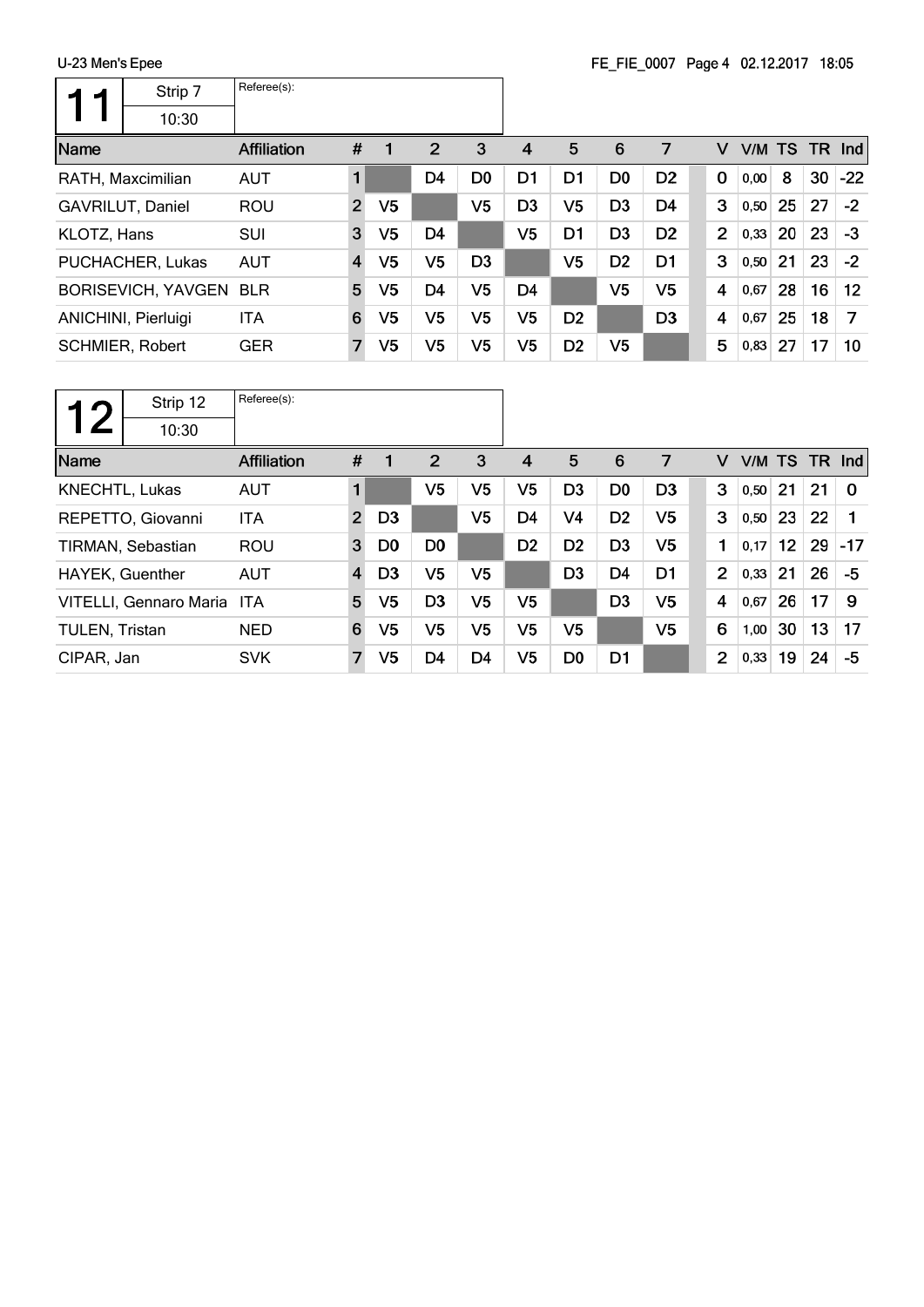| 11 | Strip 7 | Referee(s): |
|---|---|---|
| | 10:30 | |

| Name | Affiliation | # | 1 | 2 | 3 | 4 | 5 | 6 | 7 | V | V/M | TS | TR | Ind |
|---|---|---|---|---|---|---|---|---|---|---|---|---|---|---|
| RATH, Maxcimilian | AUT | 1 | | D4 | D0 | D1 | D1 | D0 | D2 | 0 | 0,00 | 8 | 30 | -22 |
| GAVRILUT, Daniel | ROU | 2 | V5 | | V5 | D3 | V5 | D3 | D4 | 3 | 0,50 | 25 | 27 | -2 |
| KLOTZ, Hans | SUI | 3 | V5 | D4 | | V5 | D1 | D3 | D2 | 2 | 0,33 | 20 | 23 | -3 |
| PUCHACHER, Lukas | AUT | 4 | V5 | V5 | D3 | | V5 | D2 | D1 | 3 | 0,50 | 21 | 23 | -2 |
| BORISEVICH, YAVGEN | BLR | 5 | V5 | D4 | V5 | D4 | | V5 | V5 | 4 | 0,67 | 28 | 16 | 12 |
| ANICHINI, Pierluigi | ITA | 6 | V5 | V5 | V5 | V5 | D2 | | D3 | 4 | 0,67 | 25 | 18 | 7 |
| SCHMIER, Robert | GER | 7 | V5 | V5 | V5 | V5 | D2 | V5 | | 5 | 0,83 | 27 | 17 | 10 |

| 12 | Strip 12 | Referee(s): |
|---|---|---|
| | 10:30 | |

| Name | Affiliation | # | 1 | 2 | 3 | 4 | 5 | 6 | 7 | V | V/M | TS | TR | Ind |
|---|---|---|---|---|---|---|---|---|---|---|---|---|---|---|
| KNECHTL, Lukas | AUT | 1 | | V5 | V5 | V5 | D3 | D0 | D3 | 3 | 0,50 | 21 | 21 | 0 |
| REPETTO, Giovanni | ITA | 2 | D3 | | V5 | D4 | V4 | D2 | V5 | 3 | 0,50 | 23 | 22 | 1 |
| TIRMAN, Sebastian | ROU | 3 | D0 | D0 | | D2 | D2 | D3 | V5 | 1 | 0,17 | 12 | 29 | -17 |
| HAYEK, Guenther | AUT | 4 | D3 | V5 | V5 | | D3 | D4 | D1 | 2 | 0,33 | 21 | 26 | -5 |
| VITELLI, Gennaro Maria | ITA | 5 | V5 | D3 | V5 | V5 | | D3 | V5 | 4 | 0,67 | 26 | 17 | 9 |
| TULEN, Tristan | NED | 6 | V5 | V5 | V5 | V5 | V5 | | V5 | 6 | 1,00 | 30 | 13 | 17 |
| CIPAR, Jan | SVK | 7 | V5 | D4 | D4 | V5 | D0 | D1 | | 2 | 0,33 | 19 | 24 | -5 |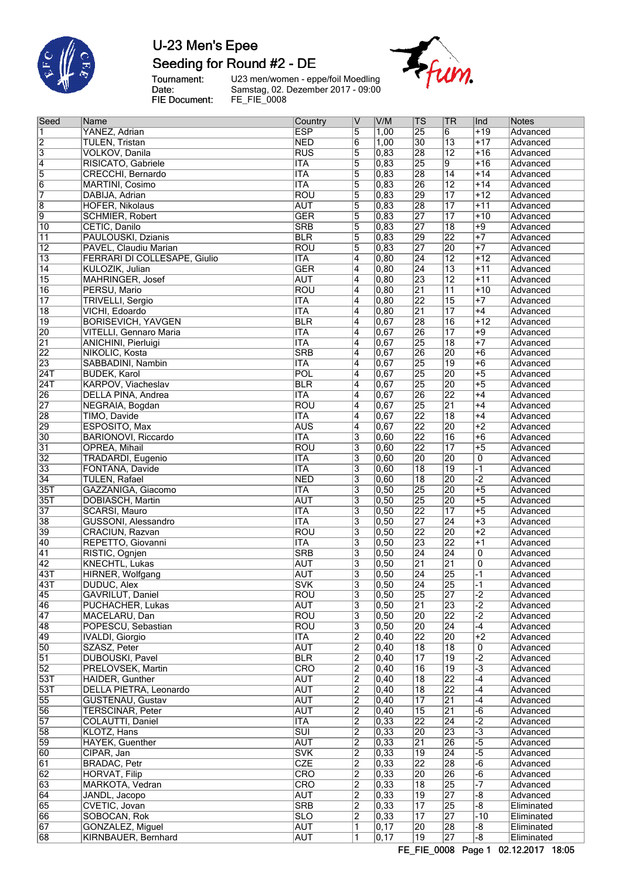# U-23 Men's Epee

## Seeding for Round #2 - DE

Tournament: U23 men/women - eppe/foil Moedling
Date: Samstag, 02. Dezember 2017 - 09:00
FIE Document: FE_FIE_0008

| Seed | Name | Country | V | V/M | TS | TR | Ind | Notes |
|---|---|---|---|---|---|---|---|---|
| 1 | YANEZ, Adrian | ESP | 5 | 1,00 | 25 | 6 | +19 | Advanced |
| 2 | TULEN, Tristan | NED | 6 | 1,00 | 30 | 13 | +17 | Advanced |
| 3 | VOLKOV, Danila | RUS | 5 | 0,83 | 28 | 12 | +16 | Advanced |
| 4 | RISICATO, Gabriele | ITA | 5 | 0,83 | 25 | 9 | +16 | Advanced |
| 5 | CRECCHI, Bernardo | ITA | 5 | 0,83 | 28 | 14 | +14 | Advanced |
| 6 | MARTINI, Cosimo | ITA | 5 | 0,83 | 26 | 12 | +14 | Advanced |
| 7 | DABIJA, Adrian | ROU | 5 | 0,83 | 29 | 17 | +12 | Advanced |
| 8 | HOFER, Nikolaus | AUT | 5 | 0,83 | 28 | 17 | +11 | Advanced |
| 9 | SCHMIER, Robert | GER | 5 | 0,83 | 27 | 17 | +10 | Advanced |
| 10 | CETIC, Danilo | SRB | 5 | 0,83 | 27 | 18 | +9 | Advanced |
| 11 | PAULOUSKI, Dzianis | BLR | 5 | 0,83 | 29 | 22 | +7 | Advanced |
| 12 | PAVEL, Claudiu Marian | ROU | 5 | 0,83 | 27 | 20 | +7 | Advanced |
| 13 | FERRARI DI COLLESAPE, Giulio | ITA | 4 | 0,80 | 24 | 12 | +12 | Advanced |
| 14 | KULOZIK, Julian | GER | 4 | 0,80 | 24 | 13 | +11 | Advanced |
| 15 | MAHRINGER, Josef | AUT | 4 | 0,80 | 23 | 12 | +11 | Advanced |
| 16 | PERSU, Mario | ROU | 4 | 0,80 | 21 | 11 | +10 | Advanced |
| 17 | TRIVELLI, Sergio | ITA | 4 | 0,80 | 22 | 15 | +7 | Advanced |
| 18 | VICHI, Edoardo | ITA | 4 | 0,80 | 21 | 17 | +4 | Advanced |
| 19 | BORISEVICH, YAVGEN | BLR | 4 | 0,67 | 28 | 16 | +12 | Advanced |
| 20 | VITELLI, Gennaro Maria | ITA | 4 | 0,67 | 26 | 17 | +9 | Advanced |
| 21 | ANICHINI, Pierluigi | ITA | 4 | 0,67 | 25 | 18 | +7 | Advanced |
| 22 | NIKOLIC, Kosta | SRB | 4 | 0,67 | 26 | 20 | +6 | Advanced |
| 23 | SABBADINI, Nambin | ITA | 4 | 0,67 | 25 | 19 | +6 | Advanced |
| 24T | BUDEK, Karol | POL | 4 | 0,67 | 25 | 20 | +5 | Advanced |
| 24T | KARPOV, Viacheslav | BLR | 4 | 0,67 | 25 | 20 | +5 | Advanced |
| 26 | DELLA PINA, Andrea | ITA | 4 | 0,67 | 26 | 22 | +4 | Advanced |
| 27 | NEGRAIA, Bogdan | ROU | 4 | 0,67 | 25 | 21 | +4 | Advanced |
| 28 | TIMO, Davide | ITA | 4 | 0,67 | 22 | 18 | +4 | Advanced |
| 29 | ESPOSITO, Max | AUS | 4 | 0,67 | 22 | 20 | +2 | Advanced |
| 30 | BARIONOVI, Riccardo | ITA | 3 | 0,60 | 22 | 16 | +6 | Advanced |
| 31 | OPREA, Mihail | ROU | 3 | 0,60 | 22 | 17 | +5 | Advanced |
| 32 | TRADARDI, Eugenio | ITA | 3 | 0,60 | 20 | 20 | 0 | Advanced |
| 33 | FONTANA, Davide | ITA | 3 | 0,60 | 18 | 19 | -1 | Advanced |
| 34 | TULEN, Rafael | NED | 3 | 0,60 | 18 | 20 | -2 | Advanced |
| 35T | GAZZANIGA, Giacomo | ITA | 3 | 0,50 | 25 | 20 | +5 | Advanced |
| 35T | DOBIASCH, Martin | AUT | 3 | 0,50 | 25 | 20 | +5 | Advanced |
| 37 | SCARSI, Mauro | ITA | 3 | 0,50 | 22 | 17 | +5 | Advanced |
| 38 | GUSSONI, Alessandro | ITA | 3 | 0,50 | 27 | 24 | +3 | Advanced |
| 39 | CRACIUN, Razvan | ROU | 3 | 0,50 | 22 | 20 | +2 | Advanced |
| 40 | REPETTO, Giovanni | ITA | 3 | 0,50 | 23 | 22 | +1 | Advanced |
| 41 | RISTIC, Ognjen | SRB | 3 | 0,50 | 24 | 24 | 0 | Advanced |
| 42 | KNECHTL, Lukas | AUT | 3 | 0,50 | 21 | 21 | 0 | Advanced |
| 43T | HIRNER, Wolfgang | AUT | 3 | 0,50 | 24 | 25 | -1 | Advanced |
| 43T | DUDUC, Alex | SVK | 3 | 0,50 | 24 | 25 | -1 | Advanced |
| 45 | GAVRILUT, Daniel | ROU | 3 | 0,50 | 25 | 27 | -2 | Advanced |
| 46 | PUCHACHER, Lukas | AUT | 3 | 0,50 | 21 | 23 | -2 | Advanced |
| 47 | MACELARU, Dan | ROU | 3 | 0,50 | 20 | 22 | -2 | Advanced |
| 48 | POPESCU, Sebastian | ROU | 3 | 0,50 | 20 | 24 | -4 | Advanced |
| 49 | IVALDI, Giorgio | ITA | 2 | 0,40 | 22 | 20 | +2 | Advanced |
| 50 | SZASZ, Peter | AUT | 2 | 0,40 | 18 | 18 | 0 | Advanced |
| 51 | DUBOUSKI, Pavel | BLR | 2 | 0,40 | 17 | 19 | -2 | Advanced |
| 52 | PRELOVSEK, Martin | CRO | 2 | 0,40 | 16 | 19 | -3 | Advanced |
| 53T | HAIDER, Gunther | AUT | 2 | 0,40 | 18 | 22 | -4 | Advanced |
| 53T | DELLA PIETRA, Leonardo | AUT | 2 | 0,40 | 18 | 22 | -4 | Advanced |
| 55 | GUSTENAU, Gustav | AUT | 2 | 0,40 | 17 | 21 | -4 | Advanced |
| 56 | TERSCINAR, Peter | AUT | 2 | 0,40 | 15 | 21 | -6 | Advanced |
| 57 | COLAUTTI, Daniel | ITA | 2 | 0,33 | 22 | 24 | -2 | Advanced |
| 58 | KLOTZ, Hans | SUI | 2 | 0,33 | 20 | 23 | -3 | Advanced |
| 59 | HAYEK, Guenther | AUT | 2 | 0,33 | 21 | 26 | -5 | Advanced |
| 60 | CIPAR, Jan | SVK | 2 | 0,33 | 19 | 24 | -5 | Advanced |
| 61 | BRADAC, Petr | CZE | 2 | 0,33 | 22 | 28 | -6 | Advanced |
| 62 | HORVAT, Filip | CRO | 2 | 0,33 | 20 | 26 | -6 | Advanced |
| 63 | MARKOTA, Vedran | CRO | 2 | 0,33 | 18 | 25 | -7 | Advanced |
| 64 | JANDL, Jacopo | AUT | 2 | 0,33 | 19 | 27 | -8 | Advanced |
| 65 | CVETIC, Jovan | SRB | 2 | 0,33 | 17 | 25 | -8 | Eliminated |
| 66 | SOBOCAN, Rok | SLO | 2 | 0,33 | 17 | 27 | -10 | Eliminated |
| 67 | GONZALEZ, Miguel | AUT | 1 | 0,17 | 20 | 28 | -8 | Eliminated |
| 68 | KIRNBAUER, Bernhard | AUT | 1 | 0,17 | 19 | 27 | -8 | Eliminated |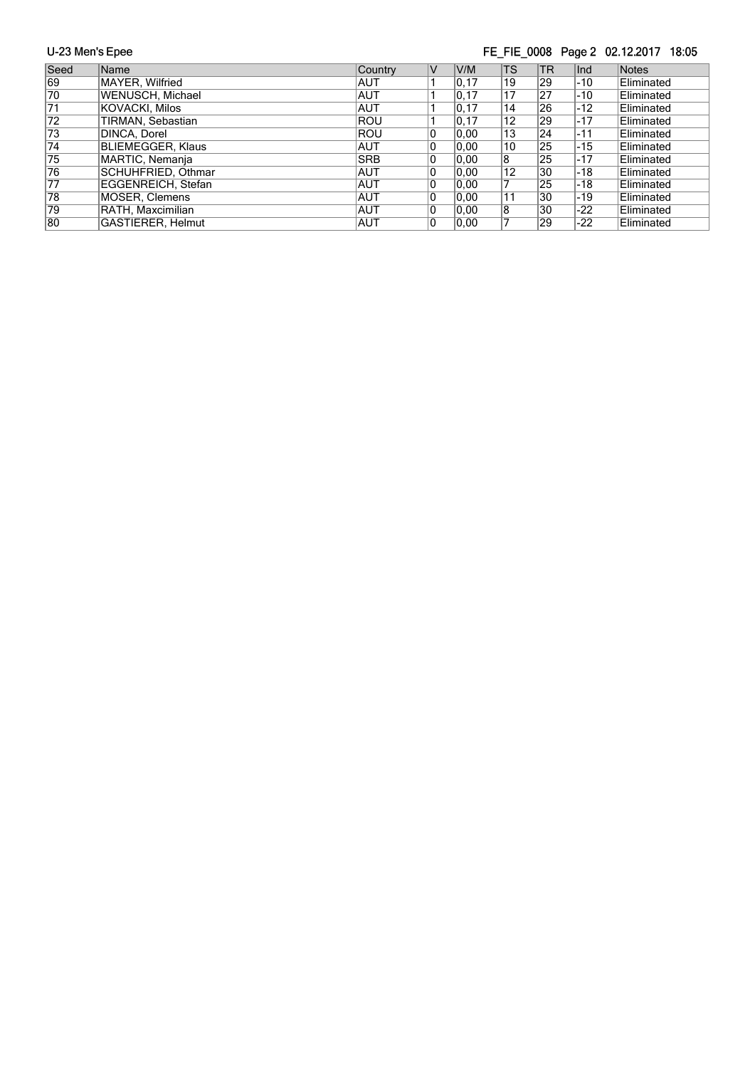| Seed | Name | Country | V | V/M | TS | TR | Ind | Notes |
|---|---|---|---|---|---|---|---|---|
| 69 | MAYER, Wilfried | AUT | 1 | 0,17 | 19 | 29 | -10 | Eliminated |
| 70 | WENUSCH, Michael | AUT | 1 | 0,17 | 17 | 27 | -10 | Eliminated |
| 71 | KOVACKI, Milos | AUT | 1 | 0,17 | 14 | 26 | -12 | Eliminated |
| 72 | TIRMAN, Sebastian | ROU | 1 | 0,17 | 12 | 29 | -17 | Eliminated |
| 73 | DINCA, Dorel | ROU | 0 | 0,00 | 13 | 24 | -11 | Eliminated |
| 74 | BLIEMEGGER, Klaus | AUT | 0 | 0,00 | 10 | 25 | -15 | Eliminated |
| 75 | MARTIC, Nemanja | SRB | 0 | 0,00 | 8 | 25 | -17 | Eliminated |
| 76 | SCHUHFRIED, Othmar | AUT | 0 | 0,00 | 12 | 30 | -18 | Eliminated |
| 77 | EGGENREICH, Stefan | AUT | 0 | 0,00 | 7 | 25 | -18 | Eliminated |
| 78 | MOSER, Clemens | AUT | 0 | 0,00 | 11 | 30 | -19 | Eliminated |
| 79 | RATH, Maxcimilian | AUT | 0 | 0,00 | 8 | 30 | -22 | Eliminated |
| 80 | GASTIERER, Helmut | AUT | 0 | 0,00 | 7 | 29 | -22 | Eliminated |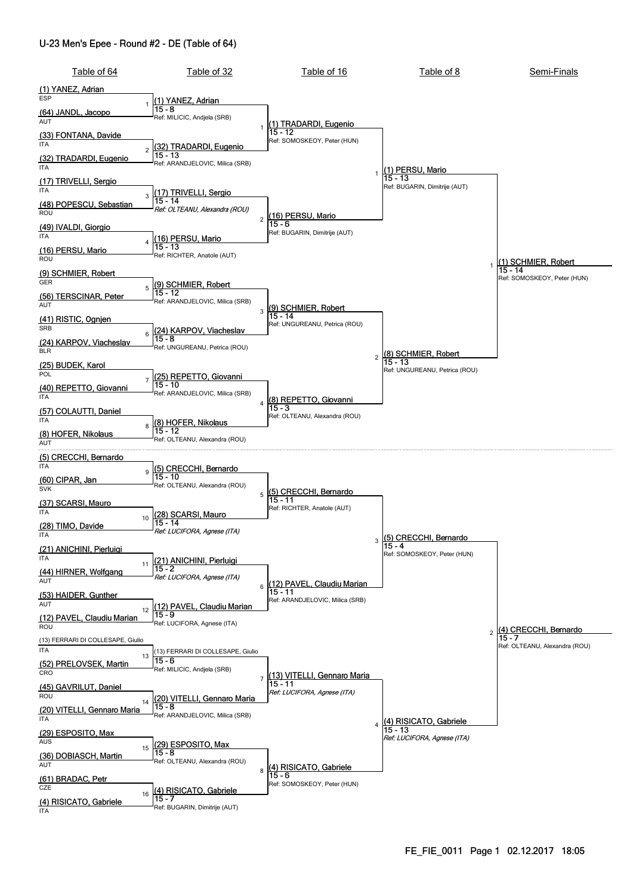# U-23 Men's Epee - Round #2 - DE (Table of 64)

## Table of 64

1. (1) YANEZ, Adrian — ESP vs (64) JANDL, Jacopo — AUT
2. (33) FONTANA, Davide — ITA vs (32) TRADARDI, Eugenio — ITA
3. (17) TRIVELLI, Sergio — ITA vs (48) POPESCU, Sebastian — ROU
4. (49) IVALDI, Giorgio — ITA vs (16) PERSU, Mario — ROU
5. (9) SCHMIER, Robert — GER vs (56) TERSCINAR, Peter — AUT
6. (41) RISTIC, Ognjen — SRB vs (24) KARPOV, Viacheslav — BLR
7. (25) BUDEK, Karol — POL vs (40) REPETTO, Giovanni — ITA
8. (57) COLAUTTI, Daniel — ITA vs (8) HOFER, Nikolaus — AUT
9. (5) CRECCHI, Bernardo — ITA vs (60) CIPAR, Jan — SVK
10. (37) SCARSI, Mauro — ITA vs (28) TIMO, Davide — ITA
11. (21) ANICHINI, Pierluigi — ITA vs (44) HIRNER, Wolfgang — AUT
12. (53) HAIDER, Gunther — AUT vs (12) PAVEL, Claudiu Marian — ROU
13. (13) FERRARI DI COLLESAPE, Giulio — ITA vs (52) PRELOVSEK, Martin — CRO
14. (45) GAVRILUT, Daniel — ROU vs (20) VITELLI, Gennaro Maria — ITA
15. (29) ESPOSITO, Max — AUS vs (36) DOBIASCH, Martin — AUT
16. (61) BRADAC, Petr — CZE vs (4) RISICATO, Gabriele — ITA

## Table of 32

1. (1) YANEZ, Adrian — 15 - 8 — Ref: MILICIC, Andjela (SRB)
2. (32) TRADARDI, Eugenio — 15 - 13 — Ref: ARANDJELOVIC, Milica (SRB)
3. (17) TRIVELLI, Sergio — 15 - 14 — *Ref: OLTEANU, Alexandra (ROU)*
4. (16) PERSU, Mario — 15 - 13 — Ref: RICHTER, Anatole (AUT)
5. (9) SCHMIER, Robert — 15 - 12 — Ref: ARANDJELOVIC, Milica (SRB)
6. (24) KARPOV, Viacheslav — 15 - 8 — Ref: UNGUREANU, Petrica (ROU)
7. (25) REPETTO, Giovanni — 15 - 10 — Ref: ARANDJELOVIC, Milica (SRB)
8. (8) HOFER, Nikolaus — 15 - 12 — Ref: OLTEANU, Alexandra (ROU)
9. (5) CRECCHI, Bernardo — 15 - 10 — Ref: OLTEANU, Alexandra (ROU)
10. (28) SCARSI, Mauro — 15 - 14 — *Ref: LUCIFORA, Agnese (ITA)*
11. (21) ANICHINI, Pierluigi — 15 - 2 — *Ref: LUCIFORA, Agnese (ITA)*
12. (12) PAVEL, Claudiu Marian — 15 - 9 — Ref: LUCIFORA, Agnese (ITA)
13. (13) FERRARI DI COLLESAPE, Giulio — 15 - 6 — Ref: MILICIC, Andjela (SRB)
14. (20) VITELLI, Gennaro Maria — 15 - 8 — Ref: ARANDJELOVIC, Milica (SRB)
15. (29) ESPOSITO, Max — 15 - 8 — Ref: OLTEANU, Alexandra (ROU)
16. (4) RISICATO, Gabriele — 15 - 7 — Ref: BUGARIN, Dimitrije (AUT)

## Table of 16

1. (1) TRADARDI, Eugenio — 15 - 12 — Ref: SOMOSKEOY, Peter (HUN)
2. (16) PERSU, Mario — 15 - 6 — Ref: BUGARIN, Dimitrije (AUT)
3. (9) SCHMIER, Robert — 15 - 14 — Ref: UNGUREANU, Petrica (ROU)
4. (8) REPETTO, Giovanni — 15 - 3 — Ref: OLTEANU, Alexandra (ROU)
5. (5) CRECCHI, Bernardo — 15 - 11 — Ref: RICHTER, Anatole (AUT)
6. (12) PAVEL, Claudiu Marian — 15 - 11 — Ref: ARANDJELOVIC, Milica (SRB)
7. (13) VITELLI, Gennaro Maria — 15 - 11 — *Ref: LUCIFORA, Agnese (ITA)*
8. (4) RISICATO, Gabriele — 15 - 6 — Ref: SOMOSKEOY, Peter (HUN)

## Table of 8

1. (1) PERSU, Mario — 15 - 13 — Ref: BUGARIN, Dimitrije (AUT)
2. (8) SCHMIER, Robert — 15 - 13 — Ref: UNGUREANU, Petrica (ROU)
3. (5) CRECCHI, Bernardo — 15 - 4 — Ref: SOMOSKEOY, Peter (HUN)
4. (4) RISICATO, Gabriele — 15 - 13 — *Ref: LUCIFORA, Agnese (ITA)*

## Semi-Finals

1. (1) SCHMIER, Robert — 15 - 14 — Ref: SOMOSKEOY, Peter (HUN)
2. (4) CRECCHI, Bernardo — 15 - 7 — Ref: OLTEANU, Alexandra (ROU)

FE_FIE_0011 Page 1 02.12.2017 18:05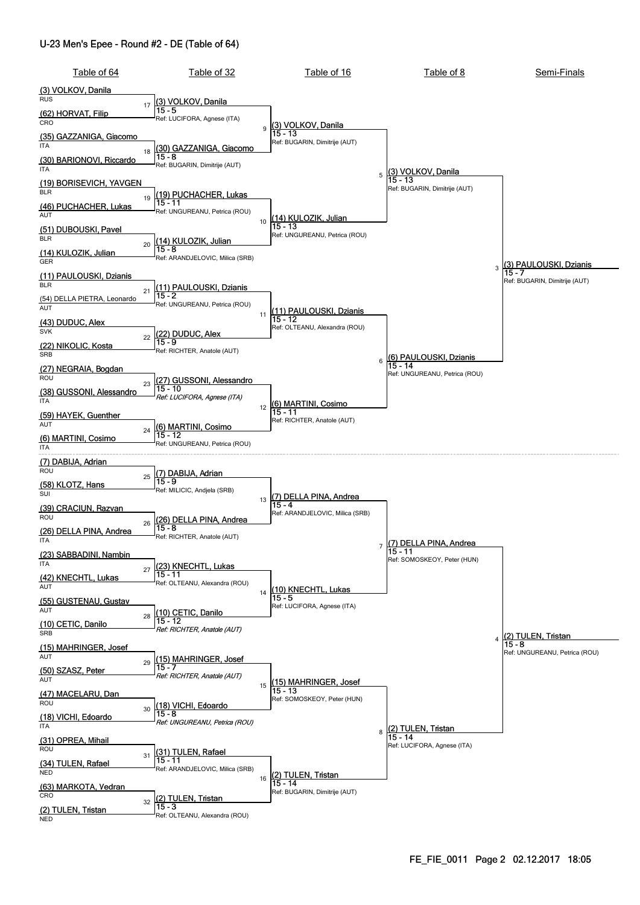# U-23 Men's Epee - Round #2 - DE (Table of 64)

## Table of 64

| Fencer | Country |
|---|---|
| (3) VOLKOV, Danila | RUS |
| (62) HORVAT, Filip | CRO |
| (35) GAZZANIGA, Giacomo | ITA |
| (30) BARIONOVI, Riccardo | ITA |
| (19) BORISEVICH, YAVGEN | BLR |
| (46) PUCHACHER, Lukas | AUT |
| (51) DUBOUSKI, Pavel | BLR |
| (14) KULOZIK, Julian | GER |
| (11) PAULOUSKI, Dzianis | BLR |
| (54) DELLA PIETRA, Leonardo | AUT |
| (43) DUDUC, Alex | SVK |
| (22) NIKOLIC, Kosta | SRB |
| (27) NEGRAIA, Bogdan | ROU |
| (38) GUSSONI, Alessandro | ITA |
| (59) HAYEK, Guenther | AUT |
| (6) MARTINI, Cosimo | ITA |
| (7) DABIJA, Adrian | ROU |
| (58) KLOTZ, Hans | SUI |
| (39) CRACIUN, Razvan | ROU |
| (26) DELLA PINA, Andrea | ITA |
| (23) SABBADINI, Nambin | ITA |
| (42) KNECHTL, Lukas | AUT |
| (55) GUSTENAU, Gustav | AUT |
| (10) CETIC, Danilo | SRB |
| (15) MAHRINGER, Josef | AUT |
| (50) SZASZ, Peter | AUT |
| (47) MACELARU, Dan | ROU |
| (18) VICHI, Edoardo | ITA |
| (31) OPREA, Mihail | ROU |
| (34) TULEN, Rafael | NED |
| (63) MARKOTA, Vedran | CRO |
| (2) TULEN, Tristan | NED |

## Table of 32

| Bout | Winner | Score | Referee |
|---|---|---|---|
| 17 | (3) VOLKOV, Danila | 15 - 5 | Ref: LUCIFORA, Agnese (ITA) |
| 18 | (30) GAZZANIGA, Giacomo | 15 - 8 | Ref: BUGARIN, Dimitrije (AUT) |
| 19 | (19) PUCHACHER, Lukas | 15 - 11 | Ref: UNGUREANU, Petrica (ROU) |
| 20 | (14) KULOZIK, Julian | 15 - 8 | Ref: ARANDJELOVIC, Milica (SRB) |
| 21 | (11) PAULOUSKI, Dzianis | 15 - 2 | Ref: UNGUREANU, Petrica (ROU) |
| 22 | (22) DUDUC, Alex | 15 - 9 | Ref: RICHTER, Anatole (AUT) |
| 23 | (27) GUSSONI, Alessandro | 15 - 10 | *Ref: LUCIFORA, Agnese (ITA)* |
| 24 | (6) MARTINI, Cosimo | 15 - 12 | Ref: UNGUREANU, Petrica (ROU) |
| 25 | (7) DABIJA, Adrian | 15 - 9 | Ref: MILICIC, Andjela (SRB) |
| 26 | (26) DELLA PINA, Andrea | 15 - 8 | Ref: RICHTER, Anatole (AUT) |
| 27 | (23) KNECHTL, Lukas | 15 - 11 | Ref: OLTEANU, Alexandra (ROU) |
| 28 | (10) CETIC, Danilo | 15 - 12 | *Ref: RICHTER, Anatole (AUT)* |
| 29 | (15) MAHRINGER, Josef | 15 - 7 | *Ref: RICHTER, Anatole (AUT)* |
| 30 | (18) VICHI, Edoardo | 15 - 8 | *Ref: UNGUREANU, Petrica (ROU)* |
| 31 | (31) TULEN, Rafael | 15 - 11 | Ref: ARANDJELOVIC, Milica (SRB) |
| 32 | (2) TULEN, Tristan | 15 - 3 | Ref: OLTEANU, Alexandra (ROU) |

## Table of 16

| Bout | Winner | Score | Referee |
|---|---|---|---|
| 9 | (3) VOLKOV, Danila | 15 - 13 | Ref: BUGARIN, Dimitrije (AUT) |
| 10 | (14) KULOZIK, Julian | 15 - 13 | Ref: UNGUREANU, Petrica (ROU) |
| 11 | (11) PAULOUSKI, Dzianis | 15 - 12 | Ref: OLTEANU, Alexandra (ROU) |
| 12 | (6) MARTINI, Cosimo | 15 - 11 | Ref: RICHTER, Anatole (AUT) |
| 13 | (7) DELLA PINA, Andrea | 15 - 4 | Ref: ARANDJELOVIC, Milica (SRB) |
| 14 | (10) KNECHTL, Lukas | 15 - 5 | Ref: LUCIFORA, Agnese (ITA) |
| 15 | (15) MAHRINGER, Josef | 15 - 13 | Ref: SOMOSKEOY, Peter (HUN) |
| 16 | (2) TULEN, Tristan | 15 - 14 | Ref: BUGARIN, Dimitrije (AUT) |

## Table of 8

| Bout | Winner | Score | Referee |
|---|---|---|---|
| 5 | (3) VOLKOV, Danila | 15 - 13 | Ref: BUGARIN, Dimitrije (AUT) |
| 6 | (6) PAULOUSKI, Dzianis | 15 - 14 | Ref: UNGUREANU, Petrica (ROU) |
| 7 | (7) DELLA PINA, Andrea | 15 - 11 | Ref: SOMOSKEOY, Peter (HUN) |
| 8 | (2) TULEN, Tristan | 15 - 14 | Ref: LUCIFORA, Agnese (ITA) |

## Semi-Finals

| Bout | Winner | Score | Referee |
|---|---|---|---|
| 3 | (3) PAULOUSKI, Dzianis | 15 - 7 | Ref: BUGARIN, Dimitrije (AUT) |
| 4 | (2) TULEN, Tristan | 15 - 8 | Ref: UNGUREANU, Petrica (ROU) |

FE_FIE_0011 Page 2 02.12.2017 18:05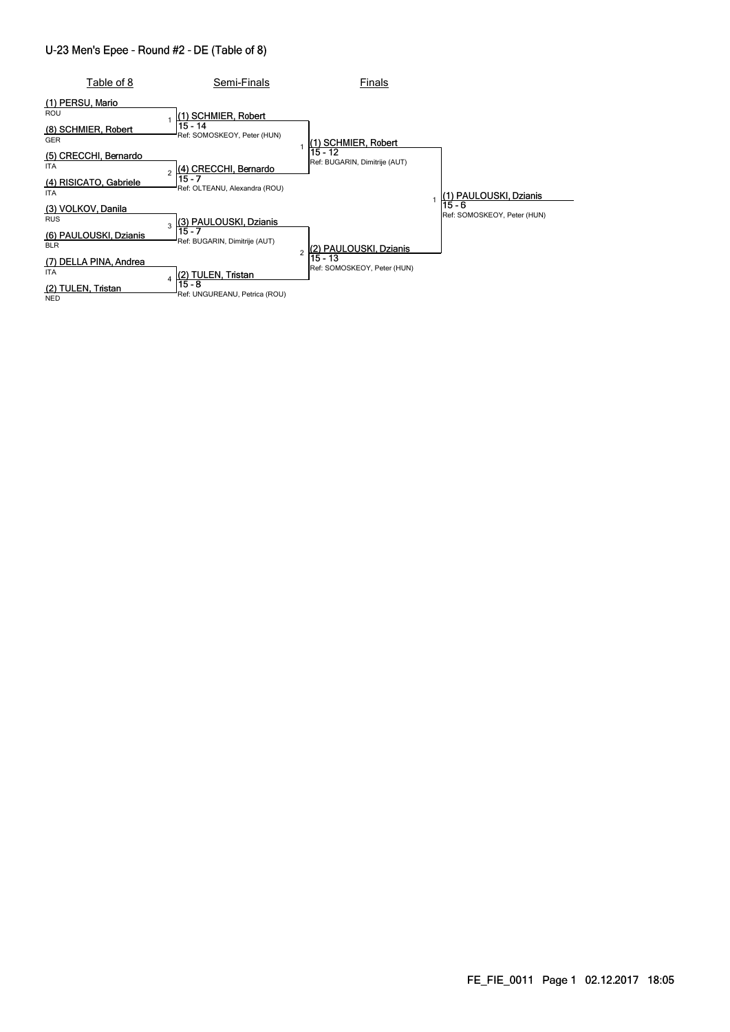## U-23 Men's Epee - Round #2 - DE (Table of 8)

| Table of 8 | Semi-Finals | Finals | |
|---|---|---|---|
| (1) PERSU, Mario ROU | | | |
| | 1 (1) SCHMIER, Robert 15 - 14 Ref: SOMOSKEOY, Peter (HUN) | | |
| (8) SCHMIER, Robert GER | | | |
| | | 1 (1) SCHMIER, Robert 15 - 12 Ref: BUGARIN, Dimitrije (AUT) | |
| (5) CRECCHI, Bernardo ITA | | | |
| | 2 (4) CRECCHI, Bernardo 15 - 7 Ref: OLTEANU, Alexandra (ROU) | | |
| (4) RISICATO, Gabriele ITA | | | |
| | | | 1 (1) PAULOUSKI, Dzianis 15 - 6 Ref: SOMOSKEOY, Peter (HUN) |
| (3) VOLKOV, Danila RUS | | | |
| | 3 (3) PAULOUSKI, Dzianis 15 - 7 Ref: BUGARIN, Dimitrije (AUT) | | |
| (6) PAULOUSKI, Dzianis BLR | | | |
| | | 2 (2) PAULOUSKI, Dzianis 15 - 13 Ref: SOMOSKEOY, Peter (HUN) | |
| (7) DELLA PINA, Andrea ITA | | | |
| | 4 (2) TULEN, Tristan 15 - 8 Ref: UNGUREANU, Petrica (ROU) | | |
| (2) TULEN, Tristan NED | | | |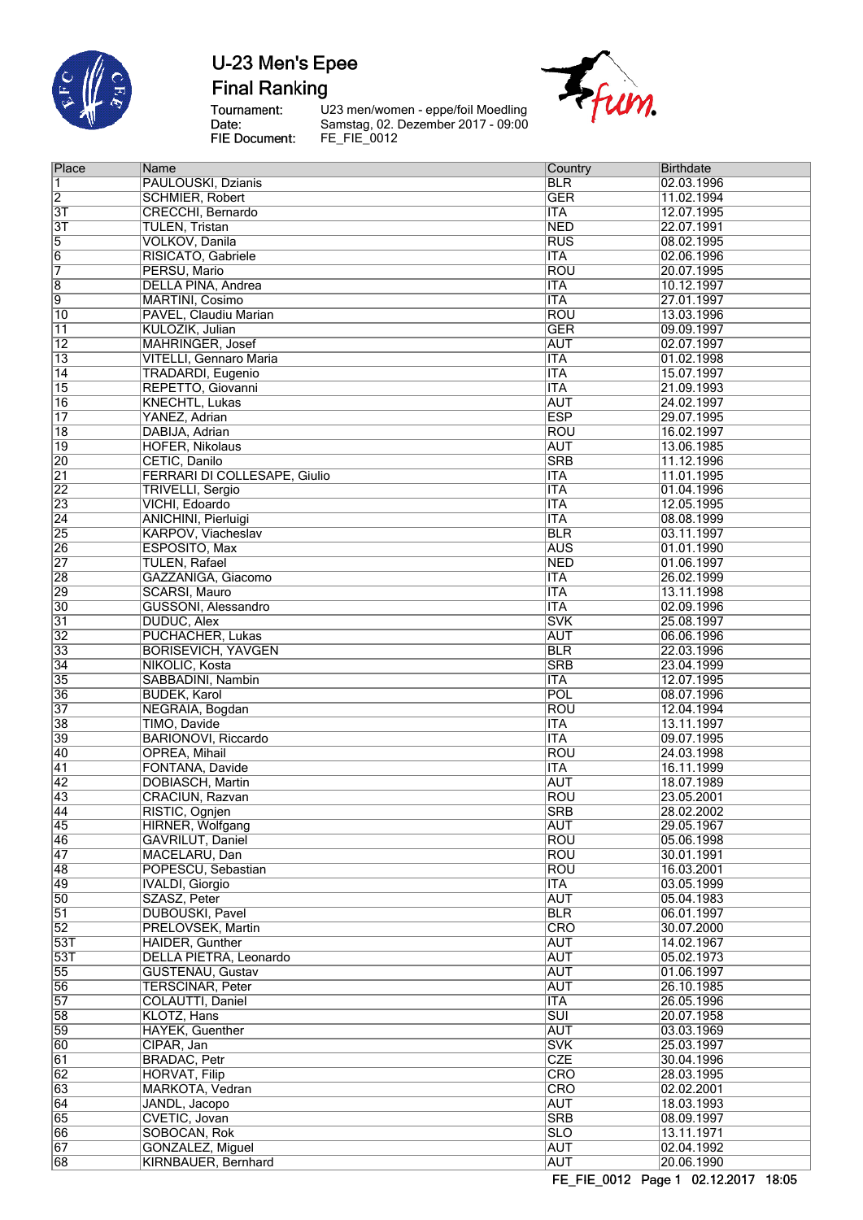# U-23 Men's Epee

## Final Ranking

Tournament: U23 men/women - eppe/foil Moedling
Date: Samstag, 02. Dezember 2017 - 09:00
FIE Document: FE_FIE_0012

| Place | Name | Country | Birthdate |
|---|---|---|---|
| 1 | PAULOUSKI, Dzianis | BLR | 02.03.1996 |
| 2 | SCHMIER, Robert | GER | 11.02.1994 |
| 3T | CRECCHI, Bernardo | ITA | 12.07.1995 |
| 3T | TULEN, Tristan | NED | 22.07.1991 |
| 5 | VOLKOV, Danila | RUS | 08.02.1995 |
| 6 | RISICATO, Gabriele | ITA | 02.06.1996 |
| 7 | PERSU, Mario | ROU | 20.07.1995 |
| 8 | DELLA PINA, Andrea | ITA | 10.12.1997 |
| 9 | MARTINI, Cosimo | ITA | 27.01.1997 |
| 10 | PAVEL, Claudiu Marian | ROU | 13.03.1996 |
| 11 | KULOZIK, Julian | GER | 09.09.1997 |
| 12 | MAHRINGER, Josef | AUT | 02.07.1997 |
| 13 | VITELLI, Gennaro Maria | ITA | 01.02.1998 |
| 14 | TRADARDI, Eugenio | ITA | 15.07.1997 |
| 15 | REPETTO, Giovanni | ITA | 21.09.1993 |
| 16 | KNECHTL, Lukas | AUT | 24.02.1997 |
| 17 | YANEZ, Adrian | ESP | 29.07.1995 |
| 18 | DABIJA, Adrian | ROU | 16.02.1997 |
| 19 | HOFER, Nikolaus | AUT | 13.06.1985 |
| 20 | CETIC, Danilo | SRB | 11.12.1996 |
| 21 | FERRARI DI COLLESAPE, Giulio | ITA | 11.01.1995 |
| 22 | TRIVELLI, Sergio | ITA | 01.04.1996 |
| 23 | VICHI, Edoardo | ITA | 12.05.1995 |
| 24 | ANICHINI, Pierluigi | ITA | 08.08.1999 |
| 25 | KARPOV, Viacheslav | BLR | 03.11.1997 |
| 26 | ESPOSITO, Max | AUS | 01.01.1990 |
| 27 | TULEN, Rafael | NED | 01.06.1997 |
| 28 | GAZZANIGA, Giacomo | ITA | 26.02.1999 |
| 29 | SCARSI, Mauro | ITA | 13.11.1998 |
| 30 | GUSSONI, Alessandro | ITA | 02.09.1996 |
| 31 | DUDUC, Alex | SVK | 25.08.1997 |
| 32 | PUCHACHER, Lukas | AUT | 06.06.1996 |
| 33 | BORISEVICH, YAVGEN | BLR | 22.03.1996 |
| 34 | NIKOLIC, Kosta | SRB | 23.04.1999 |
| 35 | SABBADINI, Nambin | ITA | 12.07.1995 |
| 36 | BUDEK, Karol | POL | 08.07.1996 |
| 37 | NEGRAIA, Bogdan | ROU | 12.04.1994 |
| 38 | TIMO, Davide | ITA | 13.11.1997 |
| 39 | BARIONOVI, Riccardo | ITA | 09.07.1995 |
| 40 | OPREA, Mihail | ROU | 24.03.1998 |
| 41 | FONTANA, Davide | ITA | 16.11.1999 |
| 42 | DOBIASCH, Martin | AUT | 18.07.1989 |
| 43 | CRACIUN, Razvan | ROU | 23.05.2001 |
| 44 | RISTIC, Ognjen | SRB | 28.02.2002 |
| 45 | HIRNER, Wolfgang | AUT | 29.05.1967 |
| 46 | GAVRILUT, Daniel | ROU | 05.06.1998 |
| 47 | MACELARU, Dan | ROU | 30.01.1991 |
| 48 | POPESCU, Sebastian | ROU | 16.03.2001 |
| 49 | IVALDI, Giorgio | ITA | 03.05.1999 |
| 50 | SZASZ, Peter | AUT | 05.04.1983 |
| 51 | DUBOUSKI, Pavel | BLR | 06.01.1997 |
| 52 | PRELOVSEK, Martin | CRO | 30.07.2000 |
| 53T | HAIDER, Gunther | AUT | 14.02.1967 |
| 53T | DELLA PIETRA, Leonardo | AUT | 05.02.1973 |
| 55 | GUSTENAU, Gustav | AUT | 01.06.1997 |
| 56 | TERSCINAR, Peter | AUT | 26.10.1985 |
| 57 | COLAUTTI, Daniel | ITA | 26.05.1996 |
| 58 | KLOTZ, Hans | SUI | 20.07.1958 |
| 59 | HAYEK, Guenther | AUT | 03.03.1969 |
| 60 | CIPAR, Jan | SVK | 25.03.1997 |
| 61 | BRADAC, Petr | CZE | 30.04.1996 |
| 62 | HORVAT, Filip | CRO | 28.03.1995 |
| 63 | MARKOTA, Vedran | CRO | 02.02.2001 |
| 64 | JANDL, Jacopo | AUT | 18.03.1993 |
| 65 | CVETIC, Jovan | SRB | 08.09.1997 |
| 66 | SOBOCAN, Rok | SLO | 13.11.1971 |
| 67 | GONZALEZ, Miguel | AUT | 02.04.1992 |
| 68 | KIRNBAUER, Bernhard | AUT | 20.06.1990 |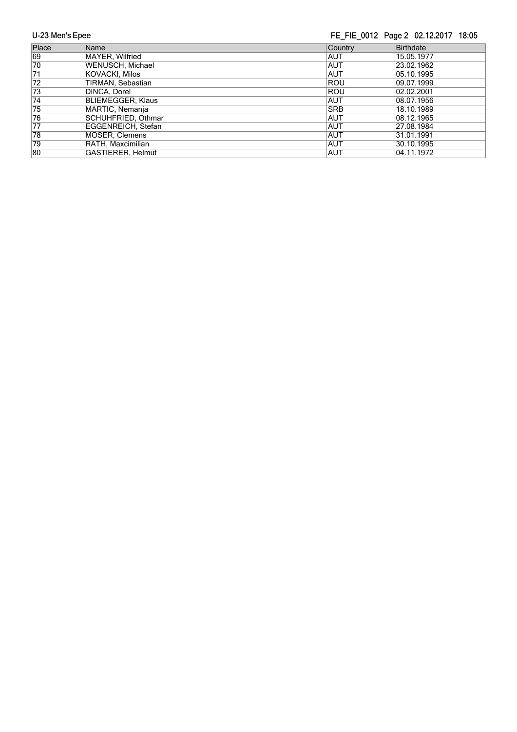| Place | Name | Country | Birthdate |
| --- | --- | --- | --- |
| 69 | MAYER, Wilfried | AUT | 15.05.1977 |
| 70 | WENUSCH, Michael | AUT | 23.02.1962 |
| 71 | KOVACKI, Milos | AUT | 05.10.1995 |
| 72 | TIRMAN, Sebastian | ROU | 09.07.1999 |
| 73 | DINCA, Dorel | ROU | 02.02.2001 |
| 74 | BLIEMEGGER, Klaus | AUT | 08.07.1956 |
| 75 | MARTIC, Nemanja | SRB | 18.10.1989 |
| 76 | SCHUHFRIED, Othmar | AUT | 08.12.1965 |
| 77 | EGGENREICH, Stefan | AUT | 27.08.1984 |
| 78 | MOSER, Clemens | AUT | 31.01.1991 |
| 79 | RATH, Maxcimilian | AUT | 30.10.1995 |
| 80 | GASTIERER, Helmut | AUT | 04.11.1972 |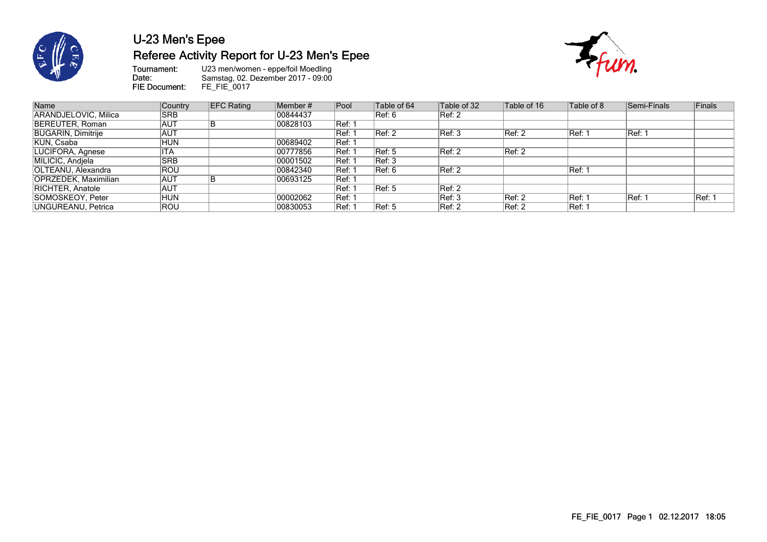# U-23 Men's Epee

## Referee Activity Report for U-23 Men's Epee

Tournament: U23 men/women - eppe/foil Moedling
Date: Samstag, 02. Dezember 2017 - 09:00
FIE Document: FE_FIE_0017

| Name | Country | EFC Rating | Member # | Pool | Table of 64 | Table of 32 | Table of 16 | Table of 8 | Semi-Finals | Finals |
|---|---|---|---|---|---|---|---|---|---|---|
| ARANDJELOVIC, Milica | SRB | | 00844437 | | Ref: 6 | Ref: 2 | | | | |
| BEREUTER, Roman | AUT | B | 00828103 | Ref: 1 | | | | | | |
| BUGARIN, Dimitrije | AUT | | | Ref: 1 | Ref: 2 | Ref: 3 | Ref: 2 | Ref: 1 | Ref: 1 | |
| KUN, Csaba | HUN | | 00689402 | Ref: 1 | | | | | | |
| LUCIFORA, Agnese | ITA | | 00777856 | Ref: 1 | Ref: 5 | Ref: 2 | Ref: 2 | | | |
| MILICIC, Andjela | SRB | | 00001502 | Ref: 1 | Ref: 3 | | | | | |
| OLTEANU, Alexandra | ROU | | 00842340 | Ref: 1 | Ref: 6 | Ref: 2 | | Ref: 1 | | |
| OPRZEDEK, Maximilian | AUT | B | 00693125 | Ref: 1 | | | | | | |
| RICHTER, Anatole | AUT | | | Ref: 1 | Ref: 5 | Ref: 2 | | | | |
| SOMOSKEOY, Peter | HUN | | 00002062 | Ref: 1 | | Ref: 3 | Ref: 2 | Ref: 1 | Ref: 1 | Ref: 1 |
| UNGUREANU, Petrica | ROU | | 00830053 | Ref: 1 | Ref: 5 | Ref: 2 | Ref: 2 | Ref: 1 | | |